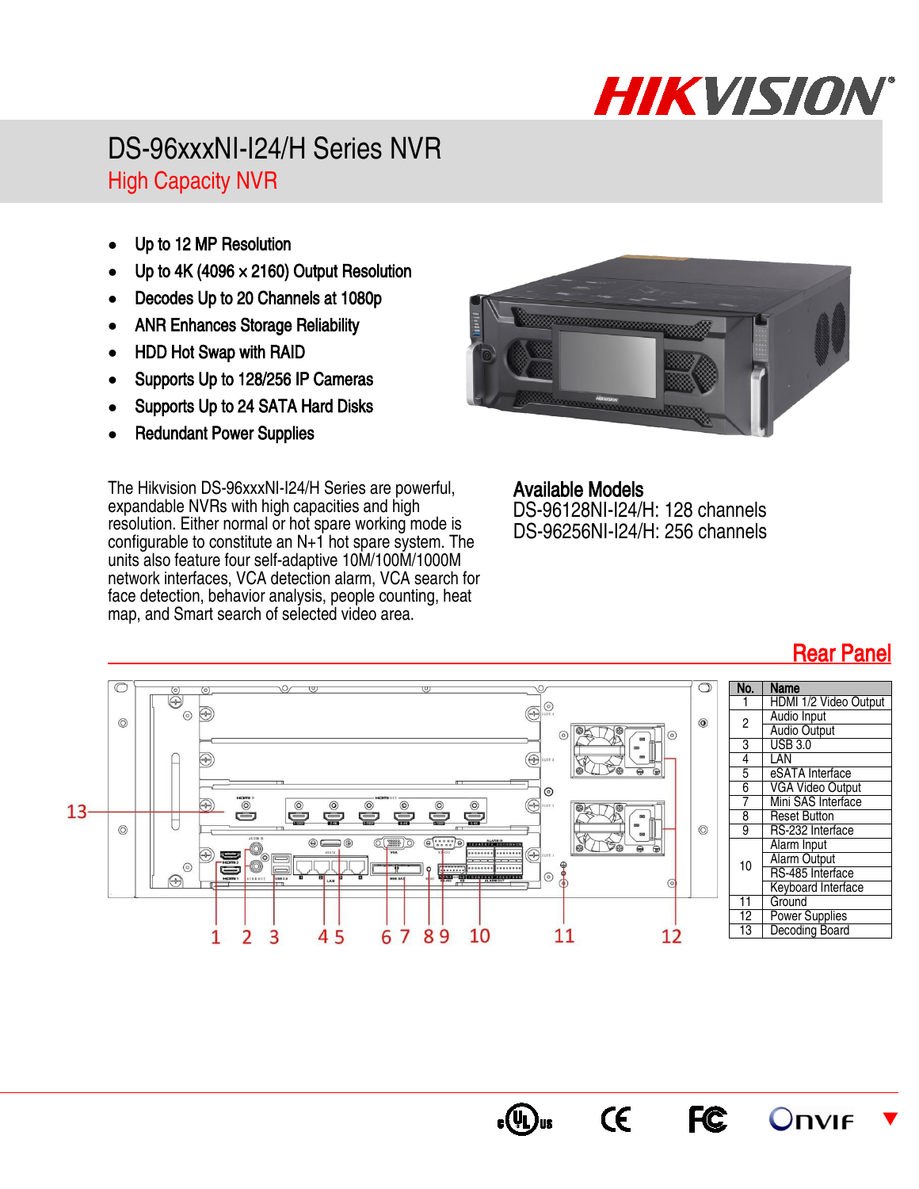HIKVISION

# DS-96xxxNI-I24/H Series NVR

## High Capacity NVR

- Up to 12 MP Resolution
- Up to 4K (4096 × 2160) Output Resolution
- Decodes Up to 20 Channels at 1080p
- ANR Enhances Storage Reliability
- HDD Hot Swap with RAID
- Supports Up to 128/256 IP Cameras
- Supports Up to 24 SATA Hard Disks
- Redundant Power Supplies

The Hikvision DS-96xxxNI-I24/H Series are powerful, expandable NVRs with high capacities and high resolution. Either normal or hot spare working mode is configurable to constitute an N+1 hot spare system. The units also feature four self-adaptive 10M/100M/1000M network interfaces, VCA detection alarm, VCA search for face detection, behavior analysis, people counting, heat map, and Smart search of selected video area.

### Available Models

DS-96128NI-I24/H: 128 channels
DS-96256NI-I24/H: 256 channels

## Rear Panel

| No. | Name |
|---|---|
| 1 | HDMI 1/2 Video Output |
| 2 | Audio Input |
| | Audio Output |
| 3 | USB 3.0 |
| 4 | LAN |
| 5 | eSATA Interface |
| 6 | VGA Video Output |
| 7 | Mini SAS Interface |
| 8 | Reset Button |
| 9 | RS-232 Interface |
| 10 | Alarm Input |
| | Alarm Output |
| | RS-485 Interface |
| | Keyboard Interface |
| 11 | Ground |
| 12 | Power Supplies |
| 13 | Decoding Board |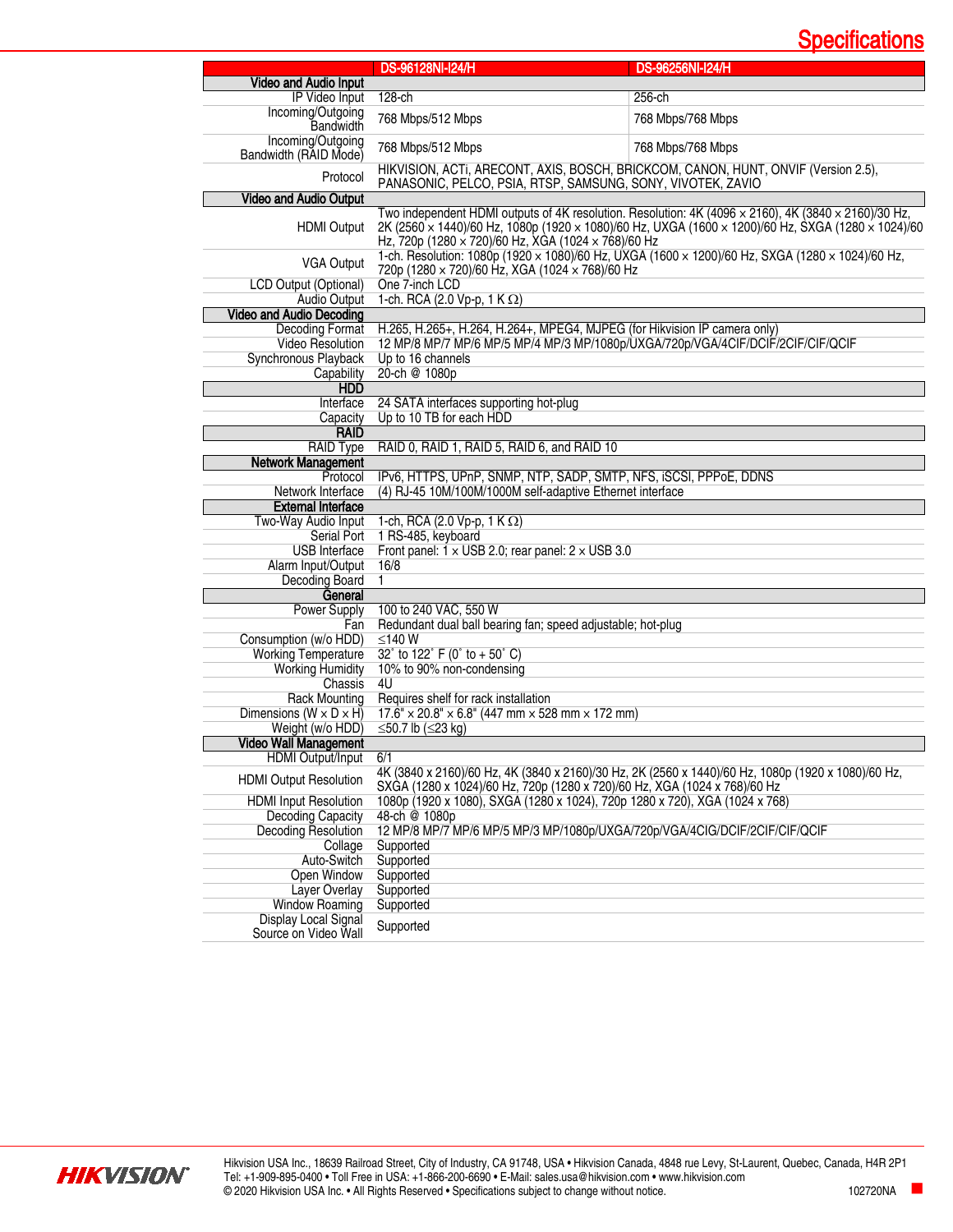# Specifications

| | DS-96128NI-I24/H | DS-96256NI-I24/H |
|---|---|---|
| **Video and Audio Input** | | |
| IP Video Input | 128-ch | 256-ch |
| Incoming/Outgoing Bandwidth | 768 Mbps/512 Mbps | 768 Mbps/768 Mbps |
| Incoming/Outgoing Bandwidth (RAID Mode) | 768 Mbps/512 Mbps | 768 Mbps/768 Mbps |
| Protocol | HIKVISION, ACTi, ARECONT, AXIS, BOSCH, BRICKCOM, CANON, HUNT, ONVIF (Version 2.5), PANASONIC, PELCO, PSIA, RTSP, SAMSUNG, SONY, VIVOTEK, ZAVIO | |
| **Video and Audio Output** | | |
| HDMI Output | Two independent HDMI outputs of 4K resolution. Resolution: 4K (4096 × 2160), 4K (3840 × 2160)/30 Hz, 2K (2560 × 1440)/60 Hz, 1080p (1920 × 1080)/60 Hz, UXGA (1600 × 1200)/60 Hz, SXGA (1280 × 1024)/60 Hz, 720p (1280 × 720)/60 Hz, XGA (1024 × 768)/60 Hz | |
| VGA Output | 1-ch. Resolution: 1080p (1920 × 1080)/60 Hz, UXGA (1600 × 1200)/60 Hz, SXGA (1280 × 1024)/60 Hz, 720p (1280 × 720)/60 Hz, XGA (1024 × 768)/60 Hz | |
| LCD Output (Optional) | One 7-inch LCD | |
| Audio Output | 1-ch. RCA (2.0 Vp-p, 1 K Ω) | |
| **Video and Audio Decoding** | | |
| Decoding Format | H.265, H.265+, H.264, H.264+, MPEG4, MJPEG (for Hikvision IP camera only) | |
| Video Resolution | 12 MP/8 MP/7 MP/6 MP/5 MP/4 MP/3 MP/1080p/UXGA/720p/VGA/4CIF/DCIF/2CIF/CIF/QCIF | |
| Synchronous Playback | Up to 16 channels | |
| Capability | 20-ch @ 1080p | |
| **HDD** | | |
| Interface | 24 SATA interfaces supporting hot-plug | |
| Capacity | Up to 10 TB for each HDD | |
| **RAID** | | |
| RAID Type | RAID 0, RAID 1, RAID 5, RAID 6, and RAID 10 | |
| **Network Management** | | |
| Protocol | IPv6, HTTPS, UPnP, SNMP, NTP, SADP, SMTP, NFS, iSCSI, PPPoE, DDNS | |
| Network Interface | (4) RJ-45 10M/100M/1000M self-adaptive Ethernet interface | |
| **External Interface** | | |
| Two-Way Audio Input | 1-ch, RCA (2.0 Vp-p, 1 K Ω) | |
| Serial Port | 1 RS-485, keyboard | |
| USB Interface | Front panel: 1 × USB 2.0; rear panel: 2 × USB 3.0 | |
| Alarm Input/Output | 16/8 | |
| Decoding Board | 1 | |
| **General** | | |
| Power Supply | 100 to 240 VAC, 550 W | |
| Fan | Redundant dual ball bearing fan; speed adjustable; hot-plug | |
| Consumption (w/o HDD) | ≤140 W | |
| Working Temperature | 32° to 122° F (0° to + 50° C) | |
| Working Humidity | 10% to 90% non-condensing | |
| Chassis | 4U | |
| Rack Mounting | Requires shelf for rack installation | |
| Dimensions (W × D × H) | 17.6" × 20.8" × 6.8" (447 mm × 528 mm × 172 mm) | |
| Weight (w/o HDD) | ≤50.7 lb (≤23 kg) | |
| **Video Wall Management** | | |
| HDMI Output/Input | 6/1 | |
| HDMI Output Resolution | 4K (3840 x 2160)/60 Hz, 4K (3840 x 2160)/30 Hz, 2K (2560 x 1440)/60 Hz, 1080p (1920 x 1080)/60 Hz, SXGA (1280 x 1024)/60 Hz, 720p (1280 x 720)/60 Hz, XGA (1024 x 768)/60 Hz | |
| HDMI Input Resolution | 1080p (1920 x 1080), SXGA (1280 x 1024), 720p 1280 x 720), XGA (1024 x 768) | |
| Decoding Capacity | 48-ch @ 1080p | |
| Decoding Resolution | 12 MP/8 MP/7 MP/6 MP/5 MP/3 MP/1080p/UXGA/720p/VGA/4CIG/DCIF/2CIF/CIF/QCIF | |
| Collage | Supported | |
| Auto-Switch | Supported | |
| Open Window | Supported | |
| Layer Overlay | Supported | |
| Window Roaming | Supported | |
| Display Local Signal Source on Video Wall | Supported | |

HIKVISION

Hikvision USA Inc., 18639 Railroad Street, City of Industry, CA 91748, USA • Hikvision Canada, 4848 rue Levy, St-Laurent, Quebec, Canada, H4R 2P1
Tel: +1-909-895-0400 • Toll Free in USA: +1-866-200-6690 • E-Mail: sales.usa@hikvision.com • www.hikvision.com
© 2020 Hikvision USA Inc. • All Rights Reserved • Specifications subject to change without notice. 102720NA